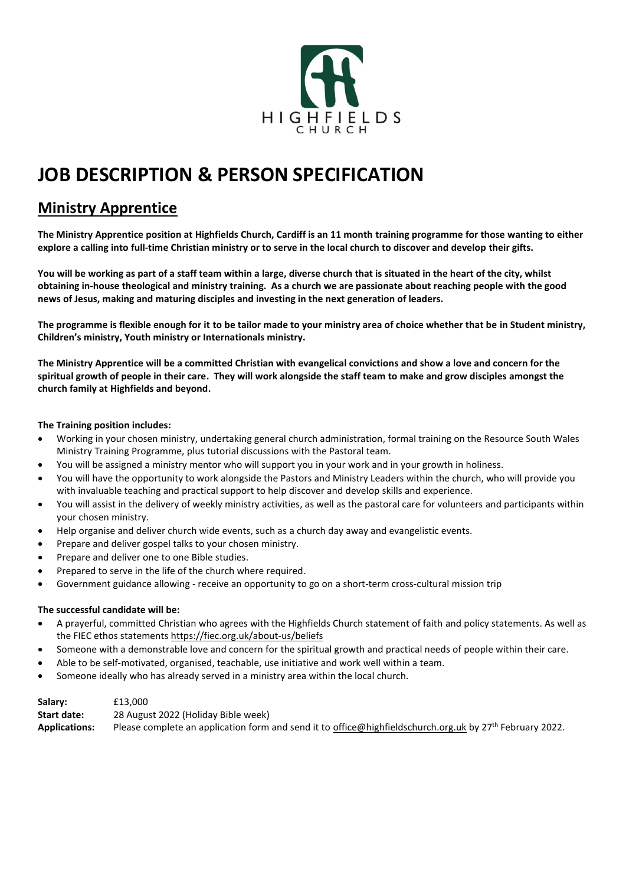HIGHFIELDS
CHURCH

# JOB DESCRIPTION & PERSON SPECIFICATION

## Ministry Apprentice

**The Ministry Apprentice position at Highfields Church, Cardiff is an 11 month training programme for those wanting to either explore a calling into full-time Christian ministry or to serve in the local church to discover and develop their gifts.**

**You will be working as part of a staff team within a large, diverse church that is situated in the heart of the city, whilst obtaining in-house theological and ministry training. As a church we are passionate about reaching people with the good news of Jesus, making and maturing disciples and investing in the next generation of leaders.**

**The programme is flexible enough for it to be tailor made to your ministry area of choice whether that be in Student ministry, Children's ministry, Youth ministry or Internationals ministry.**

**The Ministry Apprentice will be a committed Christian with evangelical convictions and show a love and concern for the spiritual growth of people in their care. They will work alongside the staff team to make and grow disciples amongst the church family at Highfields and beyond.**

**The Training position includes:**

- Working in your chosen ministry, undertaking general church administration, formal training on the Resource South Wales Ministry Training Programme, plus tutorial discussions with the Pastoral team.
- You will be assigned a ministry mentor who will support you in your work and in your growth in holiness.
- You will have the opportunity to work alongside the Pastors and Ministry Leaders within the church, who will provide you with invaluable teaching and practical support to help discover and develop skills and experience.
- You will assist in the delivery of weekly ministry activities, as well as the pastoral care for volunteers and participants within your chosen ministry.
- Help organise and deliver church wide events, such as a church day away and evangelistic events.
- Prepare and deliver gospel talks to your chosen ministry.
- Prepare and deliver one to one Bible studies.
- Prepared to serve in the life of the church where required.
- Government guidance allowing - receive an opportunity to go on a short-term cross-cultural mission trip

**The successful candidate will be:**

- A prayerful, committed Christian who agrees with the Highfields Church statement of faith and policy statements. As well as the FIEC ethos statements https://fiec.org.uk/about-us/beliefs
- Someone with a demonstrable love and concern for the spiritual growth and practical needs of people within their care.
- Able to be self-motivated, organised, teachable, use initiative and work well within a team.
- Someone ideally who has already served in a ministry area within the local church.

**Salary:** £13,000
**Start date:** 28 August 2022 (Holiday Bible week)
**Applications:** Please complete an application form and send it to office@highfieldschurch.org.uk by 27th February 2022.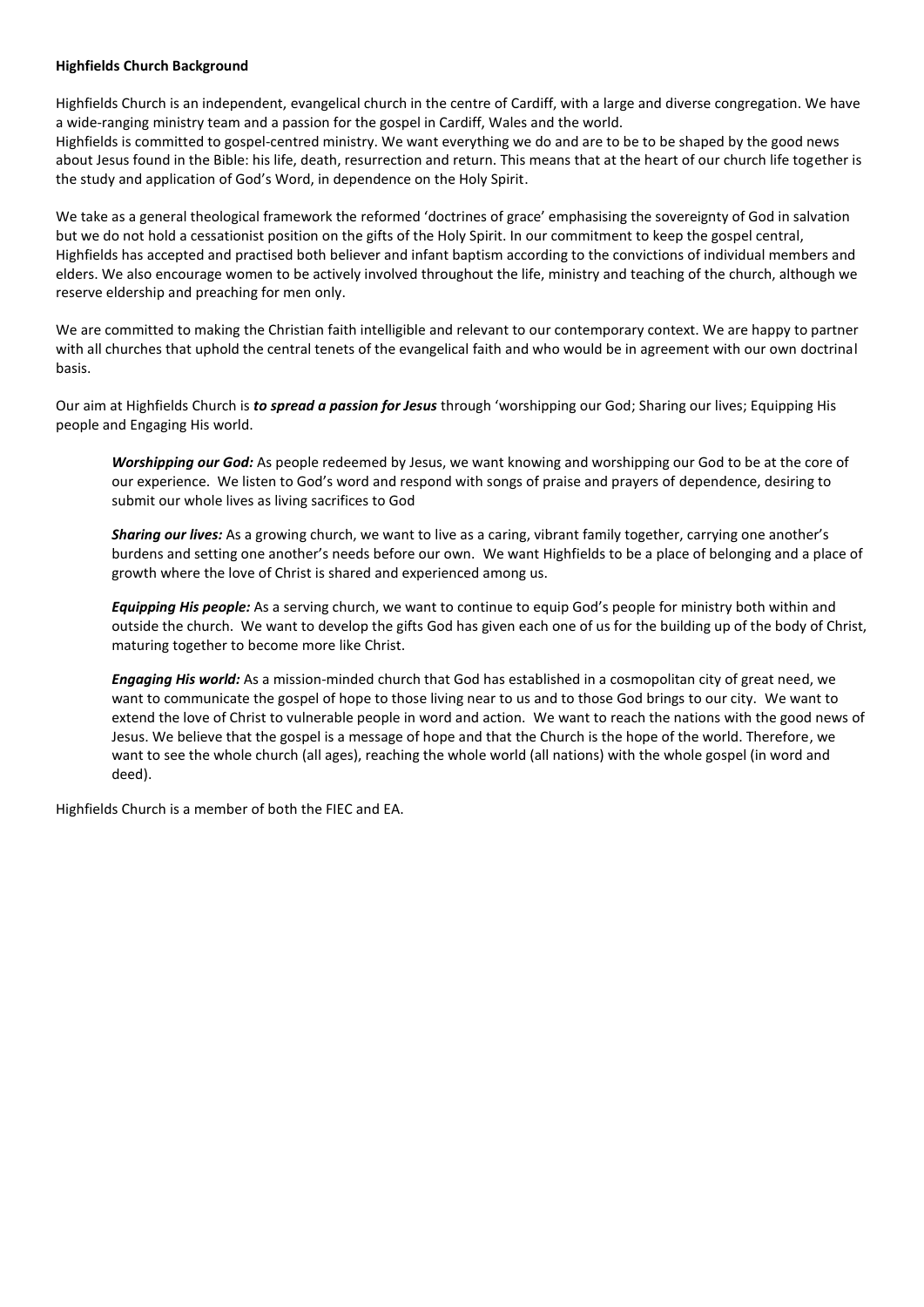**Highfields Church Background**

Highfields Church is an independent, evangelical church in the centre of Cardiff, with a large and diverse congregation. We have a wide-ranging ministry team and a passion for the gospel in Cardiff, Wales and the world.
Highfields is committed to gospel-centred ministry. We want everything we do and are to be to be shaped by the good news about Jesus found in the Bible: his life, death, resurrection and return. This means that at the heart of our church life together is the study and application of God's Word, in dependence on the Holy Spirit.

We take as a general theological framework the reformed 'doctrines of grace' emphasising the sovereignty of God in salvation but we do not hold a cessationist position on the gifts of the Holy Spirit. In our commitment to keep the gospel central, Highfields has accepted and practised both believer and infant baptism according to the convictions of individual members and elders. We also encourage women to be actively involved throughout the life, ministry and teaching of the church, although we reserve eldership and preaching for men only.

We are committed to making the Christian faith intelligible and relevant to our contemporary context. We are happy to partner with all churches that uphold the central tenets of the evangelical faith and who would be in agreement with our own doctrinal basis.

Our aim at Highfields Church is ***to spread a passion for Jesus*** through 'worshipping our God; Sharing our lives; Equipping His people and Engaging His world.

> ***Worshipping our God:*** As people redeemed by Jesus, we want knowing and worshipping our God to be at the core of our experience. We listen to God's word and respond with songs of praise and prayers of dependence, desiring to submit our whole lives as living sacrifices to God
>
> ***Sharing our lives:*** As a growing church, we want to live as a caring, vibrant family together, carrying one another's burdens and setting one another's needs before our own. We want Highfields to be a place of belonging and a place of growth where the love of Christ is shared and experienced among us.
>
> ***Equipping His people:*** As a serving church, we want to continue to equip God's people for ministry both within and outside the church. We want to develop the gifts God has given each one of us for the building up of the body of Christ, maturing together to become more like Christ.
>
> ***Engaging His world:*** As a mission-minded church that God has established in a cosmopolitan city of great need, we want to communicate the gospel of hope to those living near to us and to those God brings to our city. We want to extend the love of Christ to vulnerable people in word and action. We want to reach the nations with the good news of Jesus. We believe that the gospel is a message of hope and that the Church is the hope of the world. Therefore, we want to see the whole church (all ages), reaching the whole world (all nations) with the whole gospel (in word and deed).

Highfields Church is a member of both the FIEC and EA.